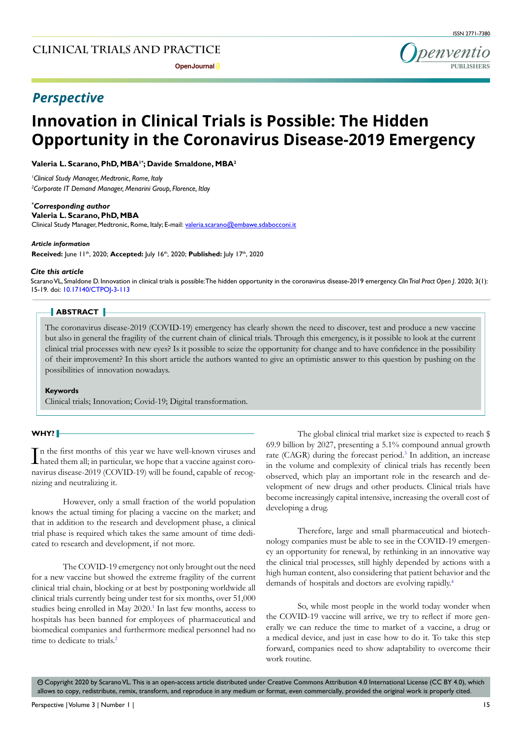# Perspective

# Innovation in Clinical Trials is Possible: The Hidden Opportunity in the Coronavirus Disease-2019 Emergency

**Valeria L. Scarano, PhD, MBA[1*]; Davide Smaldone, MBA[2]**

[1]*Clinical Study Manager, Medtronic, Rome, Italy*
[2]*Corporate IT Demand Manager, Menarini Group, Florence, Itlay*

***Corresponding author**
**Valeria L. Scarano, PhD, MBA**
Clinical Study Manager, Medtronic, Rome, Italy; E-mail: valeria.scarano@embawe.sdabocconi.it

***Article information***
**Received:** June 11th, 2020; **Accepted:** July 16th, 2020; **Published:** July 17th, 2020

***Cite this article***
Scarano VL, Smaldone D. Innovation in clinical trials is possible: The hidden opportunity in the coronavirus disease-2019 emergency. *Clin Trial Pract Open J*. 2020; 3(1): 15-19. doi: 10.17140/CTPOJ-3-113

## ABSTRACT

The coronavirus disease-2019 (COVID-19) emergency has clearly shown the need to discover, test and produce a new vaccine but also in general the fragility of the current chain of clinical trials. Through this emergency, is it possible to look at the current clinical trial processes with new eyes? Is it possible to seize the opportunity for change and to have confidence in the possibility of their improvement? In this short article the authors wanted to give an optimistic answer to this question by pushing on the possibilities of innovation nowadays.

**Keywords**
Clinical trials; Innovation; Covid-19; Digital transformation.

## WHY?

In the first months of this year we have well-known viruses and hated them all; in particular, we hope that a vaccine against coronavirus disease-2019 (COVID-19) will be found, capable of recognizing and neutralizing it.

However, only a small fraction of the world population knows the actual timing for placing a vaccine on the market; and that in addition to the research and development phase, a clinical trial phase is required which takes the same amount of time dedicated to research and development, if not more.

The COVID-19 emergency not only brought out the need for a new vaccine but showed the extreme fragility of the current clinical trial chain, blocking or at best by postponing worldwide all clinical trials currently being under test for six months, over 51,000 studies being enrolled in May 2020.[1] In last few months, access to hospitals has been banned for employees of pharmaceutical and biomedical companies and furthermore medical personnel had no time to dedicate to trials.[2]

The global clinical trial market size is expected to reach $ 69.9 billion by 2027, presenting a 5.1% compound annual growth rate (CAGR) during the forecast period.[3] In addition, an increase in the volume and complexity of clinical trials has recently been observed, which play an important role in the research and development of new drugs and other products. Clinical trials have become increasingly capital intensive, increasing the overall cost of developing a drug.

Therefore, large and small pharmaceutical and biotechnology companies must be able to see in the COVID-19 emergency an opportunity for renewal, by rethinking in an innovative way the clinical trial processes, still highly depended by actions with a high human content, also considering that patient behavior and the demands of hospitals and doctors are evolving rapidly.[4]

So, while most people in the world today wonder when the COVID-19 vaccine will arrive, we try to reflect if more generally we can reduce the time to market of a vaccine, a drug or a medical device, and just in case how to do it. To take this step forward, companies need to show adaptability to overcome their work routine.

© Copyright 2020 by Scarano VL. This is an open-access article distributed under Creative Commons Attribution 4.0 International License (CC BY 4.0), which allows to copy, redistribute, remix, transform, and reproduce in any medium or format, even commercially, provided the original work is properly cited.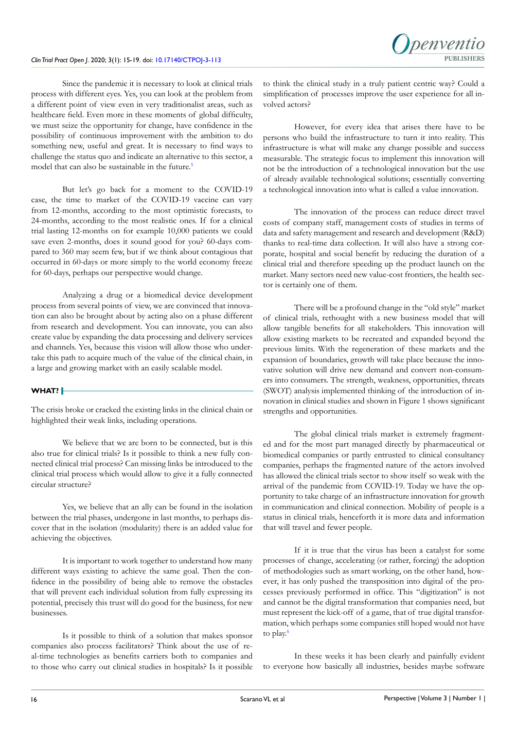Since the pandemic it is necessary to look at clinical trials process with different eyes. Yes, you can look at the problem from a different point of view even in very traditionalist areas, such as healthcare field. Even more in these moments of global difficulty, we must seize the opportunity for change, have confidence in the possibility of continuous improvement with the ambition to do something new, useful and great. It is necessary to find ways to challenge the status quo and indicate an alternative to this sector, a model that can also be sustainable in the future.[5]

But let's go back for a moment to the COVID-19 case, the time to market of the COVID-19 vaccine can vary from 12-months, according to the most optimistic forecasts, to 24-months, according to the most realistic ones. If for a clinical trial lasting 12-months on for example 10,000 patients we could save even 2-months, does it sound good for you? 60-days compared to 360 may seem few, but if we think about contagious that occurred in 60-days or more simply to the world economy freeze for 60-days, perhaps our perspective would change.

Analyzing a drug or a biomedical device development process from several points of view, we are convinced that innovation can also be brought about by acting also on a phase different from research and development. You can innovate, you can also create value by expanding the data processing and delivery services and channels. Yes, because this vision will allow those who undertake this path to acquire much of the value of the clinical chain, in a large and growing market with an easily scalable model.

## WHAT?

The crisis broke or cracked the existing links in the clinical chain or highlighted their weak links, including operations.

We believe that we are born to be connected, but is this also true for clinical trials? Is it possible to think a new fully connected clinical trial process? Can missing links be introduced to the clinical trial process which would allow to give it a fully connected circular structure?

Yes, we believe that an ally can be found in the isolation between the trial phases, undergone in last months, to perhaps discover that in the isolation (modularity) there is an added value for achieving the objectives.

It is important to work together to understand how many different ways existing to achieve the same goal. Then the confidence in the possibility of being able to remove the obstacles that will prevent each individual solution from fully expressing its potential, precisely this trust will do good for the business, for new businesses.

Is it possible to think of a solution that makes sponsor companies also process facilitators? Think about the use of real-time technologies as benefits carriers both to companies and to those who carry out clinical studies in hospitals? Is it possible to think the clinical study in a truly patient centric way? Could a simplification of processes improve the user experience for all involved actors?

However, for every idea that arises there have to be persons who build the infrastructure to turn it into reality. This infrastructure is what will make any change possible and success measurable. The strategic focus to implement this innovation will not be the introduction of a technological innovation but the use of already available technological solutions; essentially converting a technological innovation into what is called a value innovation.

The innovation of the process can reduce direct travel costs of company staff, management costs of studies in terms of data and safety management and research and development (R&D) thanks to real-time data collection. It will also have a strong corporate, hospital and social benefit by reducing the duration of a clinical trial and therefore speeding up the product launch on the market. Many sectors need new value-cost frontiers, the health sector is certainly one of them.

There will be a profound change in the "old style" market of clinical trials, rethought with a new business model that will allow tangible benefits for all stakeholders. This innovation will allow existing markets to be recreated and expanded beyond the previous limits. With the regeneration of these markets and the expansion of boundaries, growth will take place because the innovative solution will drive new demand and convert non-consumers into consumers. The strength, weakness, opportunities, threats (SWOT) analysis implemented thinking of the introduction of innovation in clinical studies and shown in Figure 1 shows significant strengths and opportunities.

The global clinical trials market is extremely fragmented and for the most part managed directly by pharmaceutical or biomedical companies or partly entrusted to clinical consultancy companies, perhaps the fragmented nature of the actors involved has allowed the clinical trials sector to show itself so weak with the arrival of the pandemic from COVID-19. Today we have the opportunity to take charge of an infrastructure innovation for growth in communication and clinical connection. Mobility of people is a status in clinical trials, henceforth it is more data and information that will travel and fewer people.

If it is true that the virus has been a catalyst for some processes of change, accelerating (or rather, forcing) the adoption of methodologies such as smart working, on the other hand, however, it has only pushed the transposition into digital of the processes previously performed in office. This "digitization" is not and cannot be the digital transformation that companies need, but must represent the kick-off of a game, that of true digital transformation, which perhaps some companies still hoped would not have to play.[6]

In these weeks it has been clearly and painfully evident to everyone how basically all industries, besides maybe software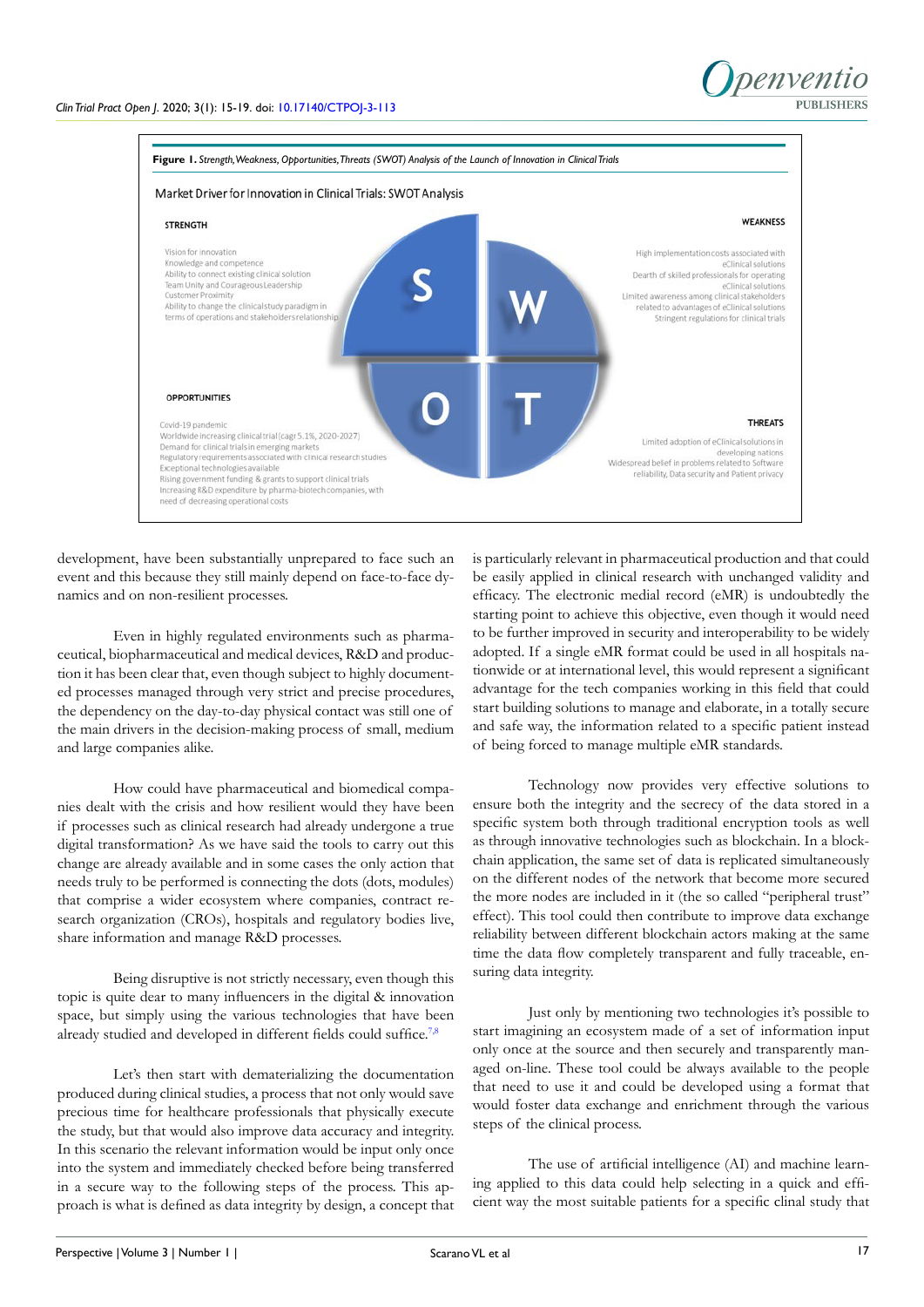**Figure 1.** *Strength, Weakness, Opportunities, Threats (SWOT) Analysis of the Launch of Innovation in Clinical Trials*

Market Driver for Innovation in Clinical Trials: SWOT Analysis

**STRENGTH**

Vision for innovation
Knowledge and competence
Ability to connect existing clinical solution
Team Unity and Courageous Leadership
Customer Proximity
Ability to change the clinical study paradigm in terms of operations and stakeholders relationship

**WEAKNESS**

High implementation costs associated with eClinical solutions
Dearth of skilled professionals for operating eClinical solutions
Limited awareness among clinical stakeholders related to advantages of eClinical solutions
Stringent regulations for clinical trials

**OPPORTUNITIES**

Covid-19 pandemic
Worldwide increasing clinical trial (cagr 5.1%, 2020-2027)
Demand for clinical trials in emerging markets
Regulatory requirements associated with clinical research studies
Exceptional technologies available
Rising government funding & grants to support clinical trials
Increasing R&D expenditure by pharma-biotech companies, with need of decreasing operational costs

**THREATS**

Limited adoption of eClinical solutions in developing nations
Widespread belief in problems related to Software reliability, Data security and Patient privacy

development, have been substantially unprepared to face such an event and this because they still mainly depend on face-to-face dynamics and on non-resilient processes.

Even in highly regulated environments such as pharmaceutical, biopharmaceutical and medical devices, R&D and production it has been clear that, even though subject to highly documented processes managed through very strict and precise procedures, the dependency on the day-to-day physical contact was still one of the main drivers in the decision-making process of small, medium and large companies alike.

How could have pharmaceutical and biomedical companies dealt with the crisis and how resilient would they have been if processes such as clinical research had already undergone a true digital transformation? As we have said the tools to carry out this change are already available and in some cases the only action that needs truly to be performed is connecting the dots (dots, modules) that comprise a wider ecosystem where companies, contract research organization (CROs), hospitals and regulatory bodies live, share information and manage R&D processes.

Being disruptive is not strictly necessary, even though this topic is quite dear to many influencers in the digital & innovation space, but simply using the various technologies that have been already studied and developed in different fields could suffice.[7,8]

Let's then start with dematerializing the documentation produced during clinical studies, a process that not only would save precious time for healthcare professionals that physically execute the study, but that would also improve data accuracy and integrity. In this scenario the relevant information would be input only once into the system and immediately checked before being transferred in a secure way to the following steps of the process. This approach is what is defined as data integrity by design, a concept that is particularly relevant in pharmaceutical production and that could be easily applied in clinical research with unchanged validity and efficacy. The electronic medial record (eMR) is undoubtedly the starting point to achieve this objective, even though it would need to be further improved in security and interoperability to be widely adopted. If a single eMR format could be used in all hospitals nationwide or at international level, this would represent a significant advantage for the tech companies working in this field that could start building solutions to manage and elaborate, in a totally secure and safe way, the information related to a specific patient instead of being forced to manage multiple eMR standards.

Technology now provides very effective solutions to ensure both the integrity and the secrecy of the data stored in a specific system both through traditional encryption tools as well as through innovative technologies such as blockchain. In a blockchain application, the same set of data is replicated simultaneously on the different nodes of the network that become more secured the more nodes are included in it (the so called "peripheral trust" effect). This tool could then contribute to improve data exchange reliability between different blockchain actors making at the same time the data flow completely transparent and fully traceable, ensuring data integrity.

Just only by mentioning two technologies it's possible to start imagining an ecosystem made of a set of information input only once at the source and then securely and transparently managed on-line. These tool could be always available to the people that need to use it and could be developed using a format that would foster data exchange and enrichment through the various steps of the clinical process.

The use of artificial intelligence (AI) and machine learning applied to this data could help selecting in a quick and efficient way the most suitable patients for a specific clinal study that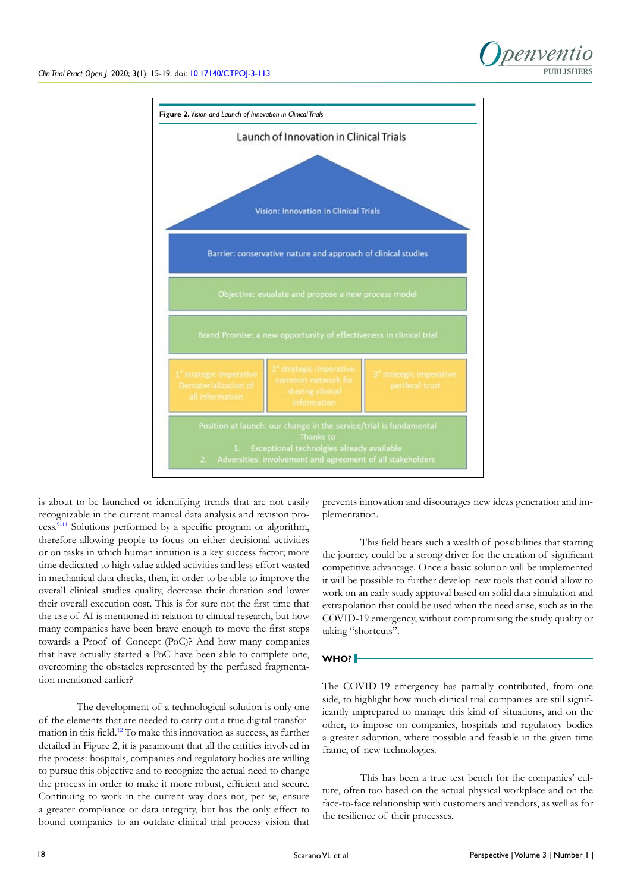**Figure 2.** *Vision and Launch of Innovation in Clinical Trials*

is about to be launched or identifying trends that are not easily recognizable in the current manual data analysis and revision process.[9-11] Solutions performed by a specific program or algorithm, therefore allowing people to focus on either decisional activities or on tasks in which human intuition is a key success factor; more time dedicated to high value added activities and less effort wasted in mechanical data checks, then, in order to be able to improve the overall clinical studies quality, decrease their duration and lower their overall execution cost. This is for sure not the first time that the use of AI is mentioned in relation to clinical research, but how many companies have been brave enough to move the first steps towards a Proof of Concept (PoC)? And how many companies that have actually started a PoC have been able to complete one, overcoming the obstacles represented by the perfused fragmentation mentioned earlier?

The development of a technological solution is only one of the elements that are needed to carry out a true digital transformation in this field.[12] To make this innovation as success, as further detailed in Figure 2, it is paramount that all the entities involved in the process: hospitals, companies and regulatory bodies are willing to pursue this objective and to recognize the actual need to change the process in order to make it more robust, efficient and secure. Continuing to work in the current way does not, per se, ensure a greater compliance or data integrity, but has the only effect to bound companies to an outdate clinical trial process vision that prevents innovation and discourages new ideas generation and implementation.

This field bears such a wealth of possibilities that starting the journey could be a strong driver for the creation of significant competitive advantage. Once a basic solution will be implemented it will be possible to further develop new tools that could allow to work on an early study approval based on solid data simulation and extrapolation that could be used when the need arise, such as in the COVID-19 emergency, without compromising the study quality or taking "shortcuts".

## WHO?

The COVID-19 emergency has partially contributed, from one side, to highlight how much clinical trial companies are still significantly unprepared to manage this kind of situations, and on the other, to impose on companies, hospitals and regulatory bodies a greater adoption, where possible and feasible in the given time frame, of new technologies.

This has been a true test bench for the companies' culture, often too based on the actual physical workplace and on the face-to-face relationship with customers and vendors, as well as for the resilience of their processes.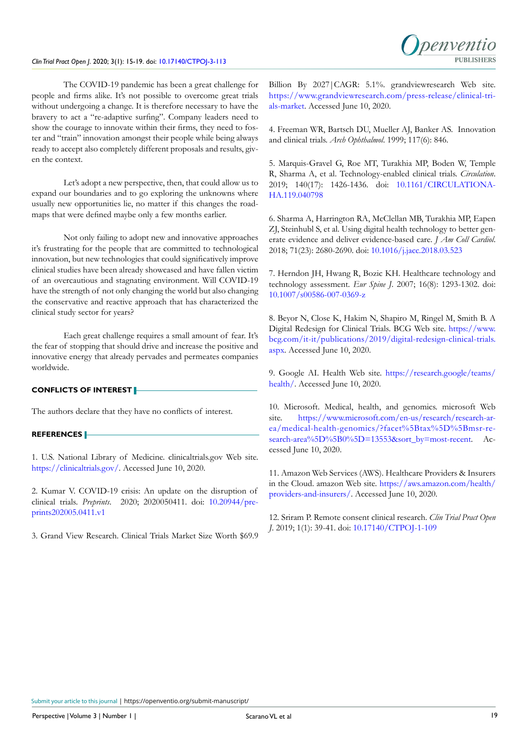The COVID-19 pandemic has been a great challenge for people and firms alike. It's not possible to overcome great trials without undergoing a change. It is therefore necessary to have the bravery to act a "re-adaptive surfing". Company leaders need to show the courage to innovate within their firms, they need to foster and "train" innovation amongst their people while being always ready to accept also completely different proposals and results, given the context.

Let's adopt a new perspective, then, that could allow us to expand our boundaries and to go exploring the unknowns where usually new opportunities lie, no matter if this changes the roadmaps that were defined maybe only a few months earlier.

Not only failing to adopt new and innovative approaches it's frustrating for the people that are committed to technological innovation, but new technologies that could significatively improve clinical studies have been already showcased and have fallen victim of an overcautious and stagnating environment. Will COVID-19 have the strength of not only changing the world but also changing the conservative and reactive approach that has characterized the clinical study sector for years?

Each great challenge requires a small amount of fear. It's the fear of stopping that should drive and increase the positive and innovative energy that already pervades and permeates companies worldwide.

## CONFLICTS OF INTEREST

The authors declare that they have no conflicts of interest.

## REFERENCES

1. U.S. National Library of Medicine. clinicaltrials.gov Web site. https://clinicaltrials.gov/. Accessed June 10, 2020.

2. Kumar V. COVID-19 crisis: An update on the disruption of clinical trials. *Preprints*. 2020; 2020050411. doi: 10.20944/preprints202005.0411.v1

3. Grand View Research. Clinical Trials Market Size Worth $69.9 Billion By 2027|CAGR: 5.1%. grandviewresearch Web site. https://www.grandviewresearch.com/press-release/clinical-trials-market. Accessed June 10, 2020.

4. Freeman WR, Bartsch DU, Mueller AJ, Banker AS. Innovation and clinical trials. *Arch Ophthalmol*. 1999; 117(6): 846.

5. Marquis-Gravel G, Roe MT, Turakhia MP, Boden W, Temple R, Sharma A, et al. Technology-enabled clinical trials. *Circulation*. 2019; 140(17): 1426-1436. doi: 10.1161/CIRCULATIONAHA.119.040798

6. Sharma A, Harrington RA, McClellan MB, Turakhia MP, Eapen ZJ, Steinhubl S, et al. Using digital health technology to better generate evidence and deliver evidence-based care. *J Am Coll Cardiol*. 2018; 71(23): 2680-2690. doi: 10.1016/j.jacc.2018.03.523

7. Herndon JH, Hwang R, Bozic KH. Healthcare technology and technology assessment. *Eur Spine J*. 2007; 16(8): 1293-1302. doi: 10.1007/s00586-007-0369-z

8. Beyor N, Close K, Hakim N, Shapiro M, Ringel M, Smith B. A Digital Redesign for Clinical Trials. BCG Web site. https://www.bcg.com/it-it/publications/2019/digital-redesign-clinical-trials.aspx. Accessed June 10, 2020.

9. Google AI. Health Web site. https://research.google/teams/health/. Accessed June 10, 2020.

10. Microsoft. Medical, health, and genomics. microsoft Web site. https://www.microsoft.com/en-us/research/research-area/medical-health-genomics/?facet%5Btax%5D%5Bmsr-research-area%5D%5B0%5D=13553&sort_by=most-recent. Accessed June 10, 2020.

11. Amazon Web Services (AWS). Healthcare Providers & Insurers in the Cloud. amazon Web site. https://aws.amazon.com/health/providers-and-insurers/. Accessed June 10, 2020.

12. Sriram P. Remote consent clinical research. *Clin Trial Pract Open J*. 2019; 1(1): 39-41. doi: 10.17140/CTPOJ-1-109